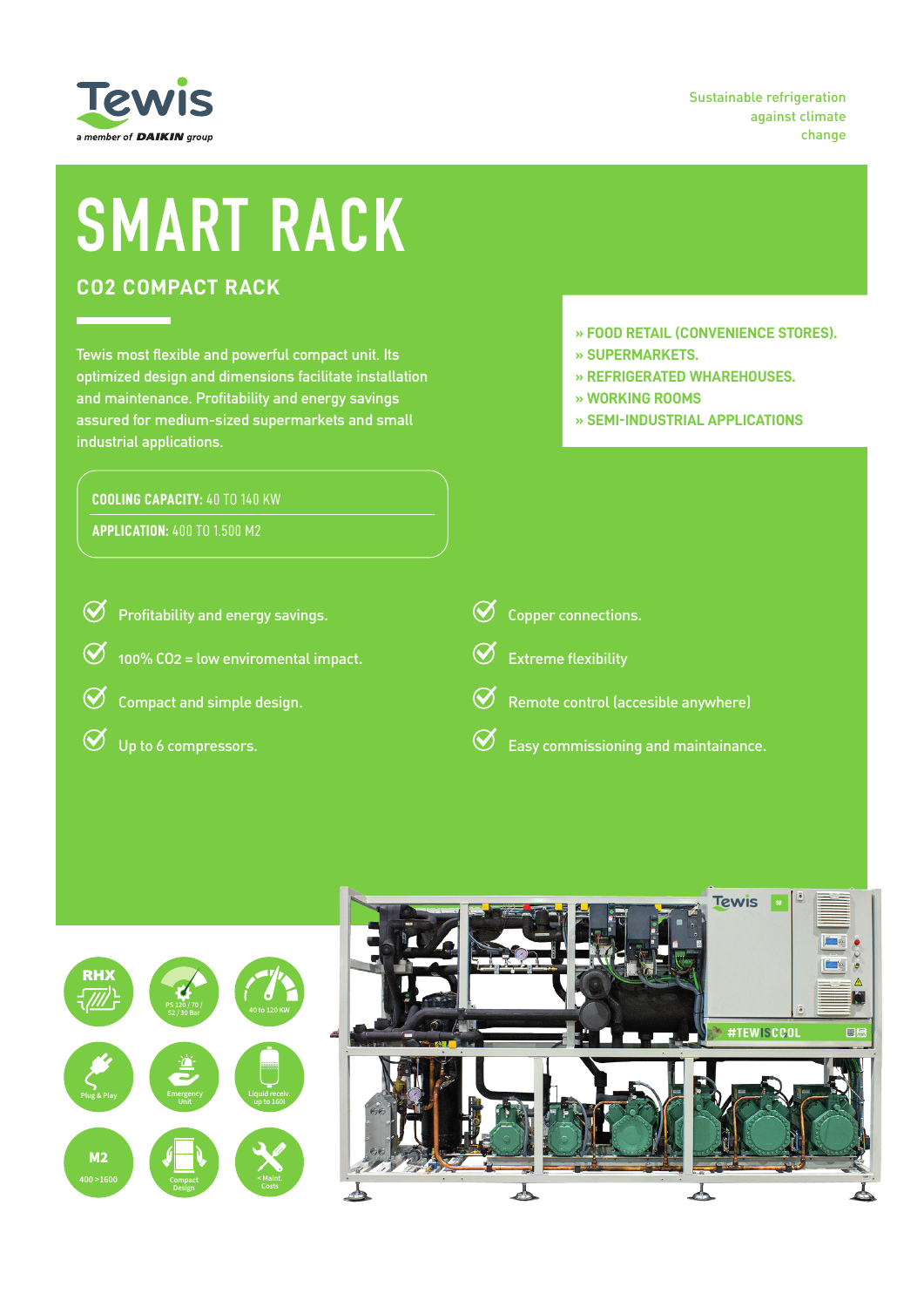Tewis

a member of DAIKIN group

Sustainable refrigeration against climate change

# SMART RACK

## CO2 COMPACT RACK

Tewis most flexible and powerful compact unit. Its optimized design and dimensions facilitate installation and maintenance. Profitability and energy savings assured for medium-sized supermarkets and small industrial applications.

- » FOOD RETAIL (CONVENIENCE STORES).
- » SUPERMARKETS.
- » REFRIGERATED WHAREHOUSES.
- » WORKING ROOMS
- » SEMI-INDUSTRIAL APPLICATIONS

**COOLING CAPACITY:** 40 TO 140 KW

**APPLICATION:** 400 TO 1.500 M2

- Profitability and energy savings.
- 100% CO2 = low enviromental impact.
- Compact and simple design.
- Up to 6 compressors.
- Copper connections.
- Extreme flexibility
- Remote control (accesible anywhere)
- Easy commissioning and maintainance.

RHX

PS 120 / 70 / 52 / 30 Bar

40 to 120 KW

Plug & Play

Emergency Unit

Liquid receiv. up to 160l

M2 400 >1600

Compact Design

< Maint. Costs

#TEWISCOOL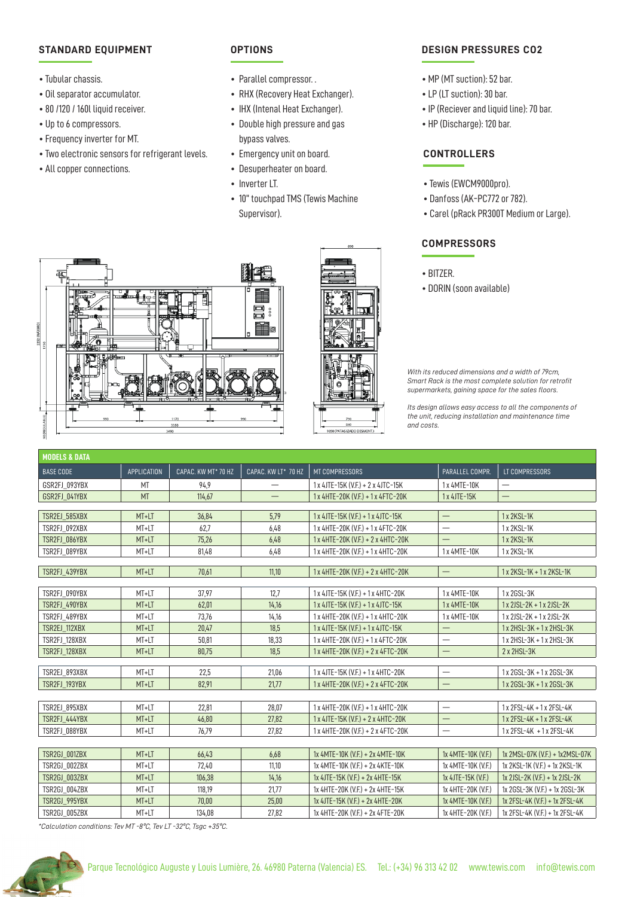## STANDARD EQUIPMENT

- Tubular chassis.
- Oil separator accumulator.
- 80 /120 / 160l liquid receiver.
- Up to 6 compressors.
- Frequency inverter for MT.
- Two electronic sensors for refrigerant levels.
- All copper connections.

## OPTIONS

- Parallel compressor. .
- RHX (Recovery Heat Exchanger).
- IHX (Intenal Heat Exchanger).
- Double high pressure and gas bypass valves.
- Emergency unit on board.
- Desuperheater on board.
- Inverter LT.
- 10" touchpad TMS (Tewis Machine Supervisor).

## DESIGN PRESSURES CO2

- MP (MT suction): 52 bar.
- LP (LT suction): 30 bar.
- IP (Reciever and liquid line): 70 bar.
- HP (Discharge): 120 bar.

## CONTROLLERS

- Tewis (EWCM9000pro).
- Danfoss (AK-PC772 or 782).
- Carel (pRack PR300T Medium or Large).

## COMPRESSORS

- BITZER.
- DORIN (soon available)

2252 (MAXIMO)
1750
990
1170
990
3350
3490
800
790
840
1050 (PATAS IZADO DESMONT.)

*With its reduced dimensions and a width of 79cm, Smart Rack is the most complete solution for retrofit supermarkets, gaining space for the sales floors.*

*Its design allows easy access to all the components of the unit, reducing installation and maintenance time and costs.*

## MODELS & DATA

| BASE CODE | APPLICATION | CAPAC. KW MT* 70 HZ | CAPAC. KW LT* 70 HZ | MT COMPRESSORS | PARALLEL COMPR. | LT COMPRESSORS |
|---|---|---|---|---|---|---|
| GSR2FJ_093YBX | MT | 94,9 | — | 1 x 4JTE-15K (V.F.) + 2 x 4JTC-15K | 1 x 4MTE-10K | — |
| GSR2FJ_041YBX | MT | 114,67 | — | 1 x 4HTE-20K (V.F.) + 1 x 4FTC-20K | 1 x 4JTE-15K | — |
| TSR2EJ_585XBX | MT+LT | 36,84 | 5,79 | 1 x 4JTE-15K (V.F.) + 1 x 4JTC-15K | — | 1 x 2KSL-1K |
| TSR2FJ_092XBX | MT+LT | 62,7 | 6,48 | 1 x 4HTE-20K (V.F.) + 1 x 4FTC-20K | — | 1 x 2KSL-1K |
| TSR2FJ_086YBX | MT+LT | 75,26 | 6,48 | 1 x 4HTE-20K (V.F.) + 2 x 4HTC-20K | — | 1 x 2KSL-1K |
| TSR2FJ_089YBX | MT+LT | 81,48 | 6,48 | 1 x 4HTE-20K (V.F.) + 1 x 4HTE-20K | 1 x 4MTE-10K | 1 x 2KSL-1K |
| TSR2FJ_439YBX | MT+LT | 70,61 | 11,10 | 1 x 4HTE-20K (V.F.) + 2 x 4HTC-20K | — | 1 x 2KSL-1K + 1 x 2KSL-1K |
| TSR2FJ_090YBX | MT+LT | 37,97 | 12,7 | 1 x 4JTE-15K (V.F.) + 1 x 4HTC-20K | 1 x 4MTE-10K | 1 x 2GSL-3K |
| TSR2FJ_490YBX | MT+LT | 62,01 | 14,16 | 1 x 4JTE-15K (V.F.) + 1 x 4JTC-15K | 1 x 4MTE-10K | 1 x 2JSL-2K + 1 x 2JSL-2K |
| TSR2FJ_489YBX | MT+LT | 73,76 | 14,16 | 1 x 4HTE-20K (V.F.) + 1 x 4HTC-20K | 1 x 4MTE-10K | 1 x 2JSL-2K + 1 x 2JSL-2K |
| TSR2EJ_112XBX | MT+LT | 20,47 | 18,5 | 1 x 4JTE-15K (V.F.) + 1 x 4JTC-15K | — | 1 x 2HSL-3K + 1 x 2HSL-3K |
| TSR2FJ_128YBX | MT+LT | 50,81 | 18,33 | 1 x 4HTE-20K (V.F.) + 1 x 4FTC-20K | — | 1 x 2HSL-3K + 1 x 2HSL-3K |
| TSR2FJ_128XBX | MT+LT | 80,75 | 18,5 | 1 x 4HTE-20K (V.F.) + 2 x 4FTC-20K | — | 2 x 2HSL-3K |
| TSR2EJ_893XBX | MT+LT | 22,5 | 21,06 | 1 x 4JTE-15K (V.F.) + 1 x 4HTC-20K | — | 1 x 2GSL-3K + 1 x 2GSL-3K |
| TSR2FJ_193YBX | MT+LT | 82,91 | 21,77 | 1 x 4HTE-20K (V.F.) + 2 x 4FTC-20K | — | 1 x 2GSL-3K + 1 x 2GSL-3K |
| TSR2EJ_895XBX | MT+LT | 22,81 | 28,07 | 1 x 4HTE-20K (V.F.) + 1 x 4HTC-20K | — | 1 x 2FSL-4K + 1 x 2FSL-4K |
| TSR2FJ_444YBX | MT+LT | 46,80 | 27,82 | 1 x 4JTE-15K (V.F.) + 2 x 4HTC-20K | — | 1 x 2FSL-4K + 1 x 2FSL-4K |
| TSR2FJ_088YBX | MT+LT | 76,79 | 27,82 | 1 x 4HTE-20K (V.F.) + 2 x 4FTC-20K | — | 1 x 2FSL-4K + 1 x 2FSL-4K |
| TSR2GJ_001ZBX | MT+LT | 66,43 | 6,68 | 1x 4MTE-10K (V.F.) + 2x 4MTE-10K | 1x 4MTE-10K (V.F.) | 1x 2MSL-07K (V.F.) + 1x2MSL-07K |
| TSR2GJ_002ZBX | MT+LT | 72,40 | 11,10 | 1x 4MTE-10K (V.F.) + 2x 4KTE-10K | 1x 4MTE-10K (V.F.) | 1x 2KSL-1K (V.F.) + 1x 2KSL-1K |
| TSR2GJ_003ZBX | MT+LT | 106,38 | 14,16 | 1x 4JTE-15K (V.F.) + 2x 4HTE-15K | 1x 4JTE-15K (V.F.) | 1x 2JSL-2K (V.F.) + 1x 2JSL-2K |
| TSR2GJ_004ZBX | MT+LT | 118,19 | 21,77 | 1x 4HTE-20K (V.F.) + 2x 4HTE-15K | 1x 4HTE-20K (V.F.) | 1x 2GSL-3K (V.F.) + 1x 2GSL-3K |
| TSR2GJ_995YBX | MT+LT | 70,00 | 25,00 | 1x 4JTE-15K (V.F.) + 2x 4HTE-20K | 1x 4MTE-10K (V.F.) | 1x 2FSL-4K (V.F.) + 1x 2FSL-4K |
| TSR2GJ_005ZBX | MT+LT | 134,08 | 27,82 | 1x 4HTE-20K (V.F.) + 2x 4FTE-20K | 1x 4HTE-20K (V.F.) | 1x 2FSL-4K (V.F.) + 1x 2FSL-4K |

*\*Calculation conditions: Tev MT -8ºC, Tev LT -32ºC, Tsgc +35ºC.*

Parque Tecnológico Auguste y Louis Lumière, 26. 46980 Paterna (Valencia) ES. Tel.: (+34) 96 313 42 02 www.tewis.com info@tewis.com